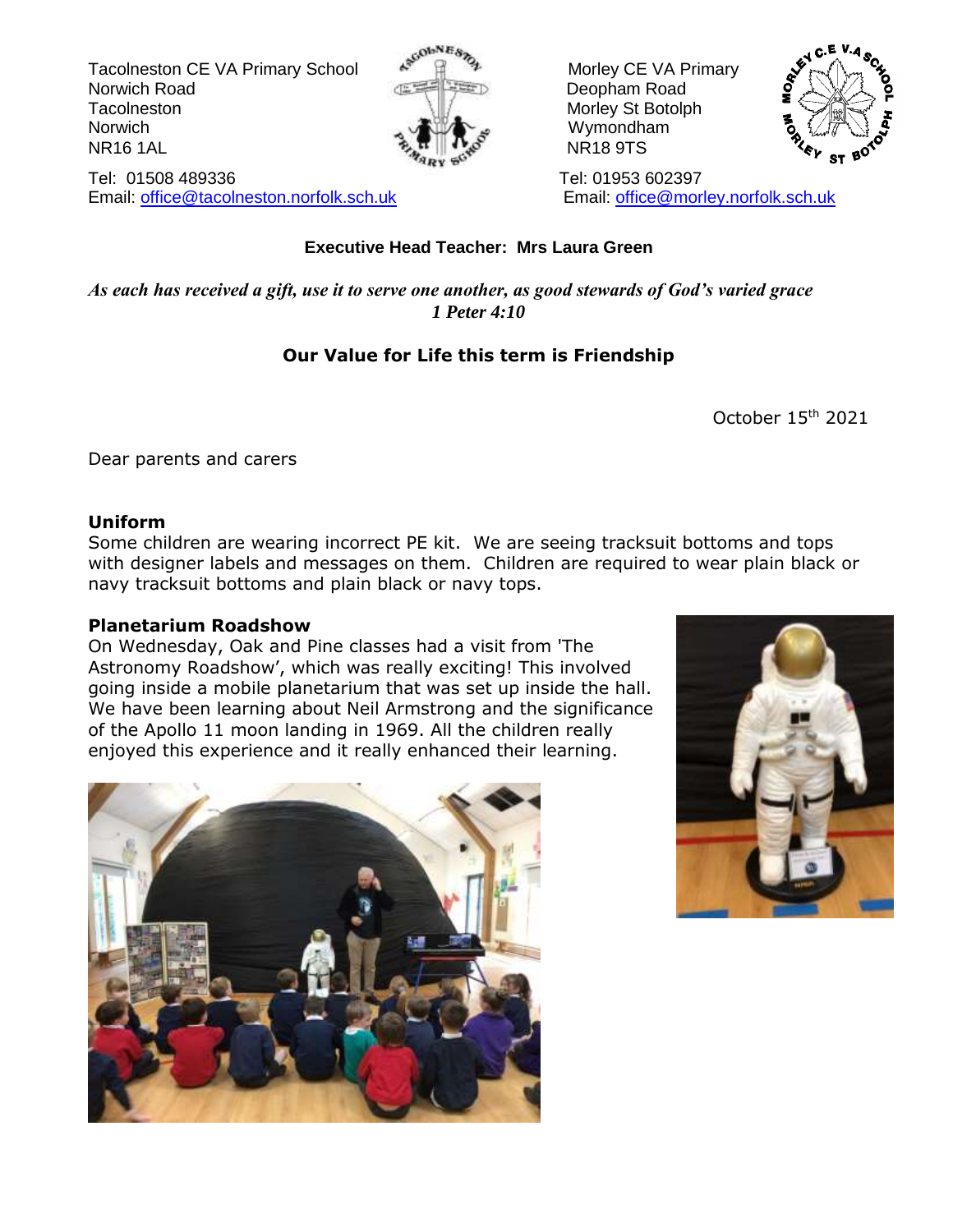Tacolneston CE VA Primary School
Norwich Road
Tacolneston
Norwich
NR16 1AL

Tel: 01508 489336
Email: office@tacolneston.norfolk.sch.uk

Morley CE VA Primary
Deopham Road
Morley St Botolph
Wymondham
NR18 9TS

Tel: 01953 602397
Email: office@morley.norfolk.sch.uk

**Executive Head Teacher: Mrs Laura Green**

***As each has received a gift, use it to serve one another, as good stewards of God's varied grace***
***1 Peter 4:10***

**Our Value for Life this term is Friendship**

October 15th 2021

Dear parents and carers

## Uniform

Some children are wearing incorrect PE kit. We are seeing tracksuit bottoms and tops with designer labels and messages on them. Children are required to wear plain black or navy tracksuit bottoms and plain black or navy tops.

## Planetarium Roadshow

On Wednesday, Oak and Pine classes had a visit from 'The Astronomy Roadshow', which was really exciting! This involved going inside a mobile planetarium that was set up inside the hall. We have been learning about Neil Armstrong and the significance of the Apollo 11 moon landing in 1969. All the children really enjoyed this experience and it really enhanced their learning.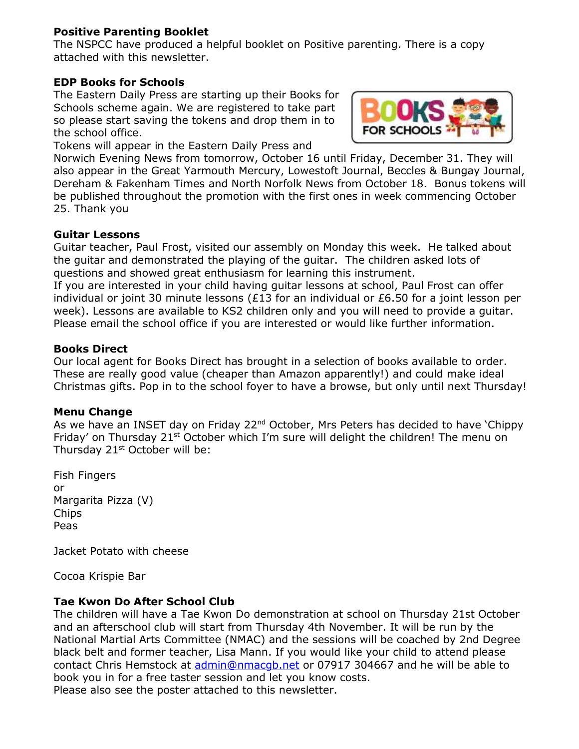**Positive Parenting Booklet**
The NSPCC have produced a helpful booklet on Positive parenting. There is a copy attached with this newsletter.

**EDP Books for Schools**
The Eastern Daily Press are starting up their Books for Schools scheme again. We are registered to take part so please start saving the tokens and drop them in to the school office.
Tokens will appear in the Eastern Daily Press and Norwich Evening News from tomorrow, October 16 until Friday, December 31. They will also appear in the Great Yarmouth Mercury, Lowestoft Journal, Beccles & Bungay Journal, Dereham & Fakenham Times and North Norfolk News from October 18. Bonus tokens will be published throughout the promotion with the first ones in week commencing October 25. Thank you

**Guitar Lessons**
Guitar teacher, Paul Frost, visited our assembly on Monday this week. He talked about the guitar and demonstrated the playing of the guitar. The children asked lots of questions and showed great enthusiasm for learning this instrument.
If you are interested in your child having guitar lessons at school, Paul Frost can offer individual or joint 30 minute lessons (£13 for an individual or £6.50 for a joint lesson per week). Lessons are available to KS2 children only and you will need to provide a guitar. Please email the school office if you are interested or would like further information.

**Books Direct**
Our local agent for Books Direct has brought in a selection of books available to order. These are really good value (cheaper than Amazon apparently!) and could make ideal Christmas gifts. Pop in to the school foyer to have a browse, but only until next Thursday!

**Menu Change**
As we have an INSET day on Friday 22nd October, Mrs Peters has decided to have 'Chippy Friday' on Thursday 21st October which I'm sure will delight the children! The menu on Thursday 21st October will be:

Fish Fingers
or
Margarita Pizza (V)
Chips
Peas

Jacket Potato with cheese

Cocoa Krispie Bar

**Tae Kwon Do After School Club**
The children will have a Tae Kwon Do demonstration at school on Thursday 21st October and an afterschool club will start from Thursday 4th November. It will be run by the National Martial Arts Committee (NMAC) and the sessions will be coached by 2nd Degree black belt and former teacher, Lisa Mann. If you would like your child to attend please contact Chris Hemstock at admin@nmacgb.net or 07917 304667 and he will be able to book you in for a free taster session and let you know costs.
Please also see the poster attached to this newsletter.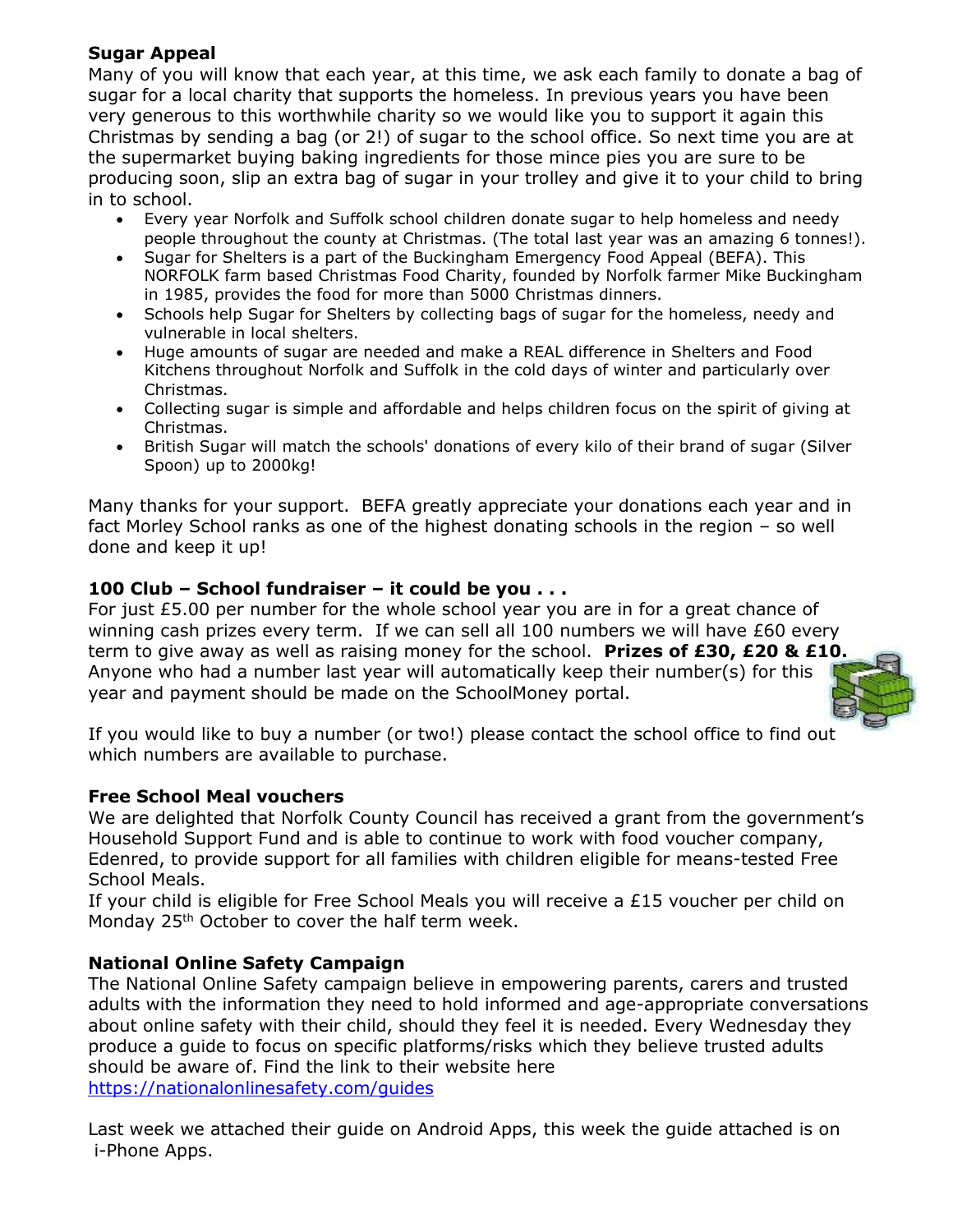### Sugar Appeal

Many of you will know that each year, at this time, we ask each family to donate a bag of sugar for a local charity that supports the homeless. In previous years you have been very generous to this worthwhile charity so we would like you to support it again this Christmas by sending a bag (or 2!) of sugar to the school office. So next time you are at the supermarket buying baking ingredients for those mince pies you are sure to be producing soon, slip an extra bag of sugar in your trolley and give it to your child to bring in to school.

- Every year Norfolk and Suffolk school children donate sugar to help homeless and needy people throughout the county at Christmas. (The total last year was an amazing 6 tonnes!).
- Sugar for Shelters is a part of the Buckingham Emergency Food Appeal (BEFA). This NORFOLK farm based Christmas Food Charity, founded by Norfolk farmer Mike Buckingham in 1985, provides the food for more than 5000 Christmas dinners.
- Schools help Sugar for Shelters by collecting bags of sugar for the homeless, needy and vulnerable in local shelters.
- Huge amounts of sugar are needed and make a REAL difference in Shelters and Food Kitchens throughout Norfolk and Suffolk in the cold days of winter and particularly over Christmas.
- Collecting sugar is simple and affordable and helps children focus on the spirit of giving at Christmas.
- British Sugar will match the schools' donations of every kilo of their brand of sugar (Silver Spoon) up to 2000kg!

Many thanks for your support. BEFA greatly appreciate your donations each year and in fact Morley School ranks as one of the highest donating schools in the region – so well done and keep it up!

### 100 Club – School fundraiser – it could be you . . .

For just £5.00 per number for the whole school year you are in for a great chance of winning cash prizes every term. If we can sell all 100 numbers we will have £60 every term to give away as well as raising money for the school. **Prizes of £30, £20 & £10.** Anyone who had a number last year will automatically keep their number(s) for this year and payment should be made on the SchoolMoney portal.

If you would like to buy a number (or two!) please contact the school office to find out which numbers are available to purchase.

### Free School Meal vouchers

We are delighted that Norfolk County Council has received a grant from the government's Household Support Fund and is able to continue to work with food voucher company, Edenred, to provide support for all families with children eligible for means-tested Free School Meals.

If your child is eligible for Free School Meals you will receive a £15 voucher per child on Monday 25th October to cover the half term week.

### National Online Safety Campaign

The National Online Safety campaign believe in empowering parents, carers and trusted adults with the information they need to hold informed and age-appropriate conversations about online safety with their child, should they feel it is needed. Every Wednesday they produce a guide to focus on specific platforms/risks which they believe trusted adults should be aware of. Find the link to their website here https://nationalonlinesafety.com/guides

Last week we attached their guide on Android Apps, this week the guide attached is on i-Phone Apps.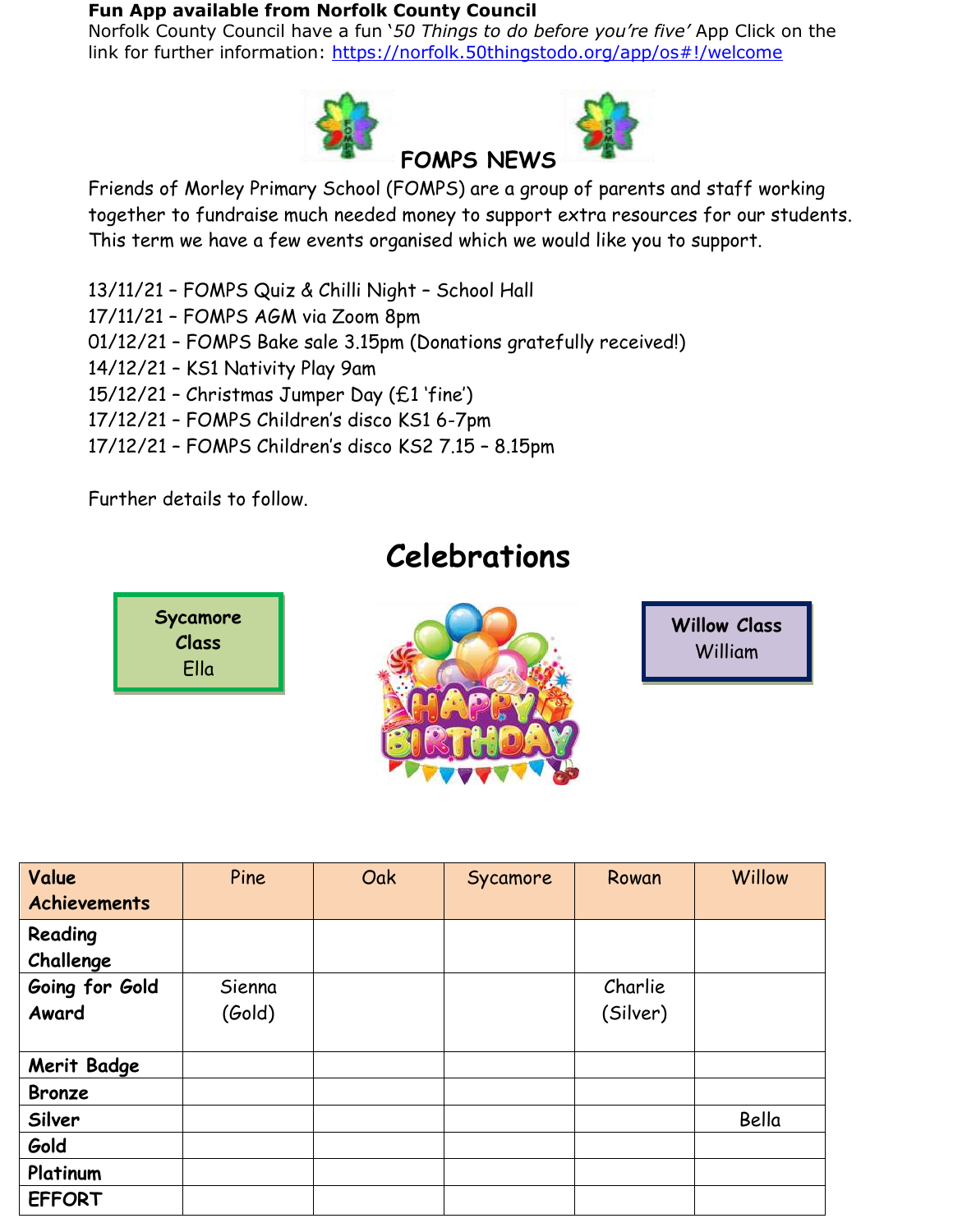**Fun App available from Norfolk County Council**

Norfolk County Council have a fun '*50 Things to do before you're five*' App Click on the link for further information: [https://norfolk.50thingstodo.org/app/os#!/welcome](https://norfolk.50thingstodo.org/app/os#!/welcome)

## FOMPS NEWS

Friends of Morley Primary School (FOMPS) are a group of parents and staff working together to fundraise much needed money to support extra resources for our students. This term we have a few events organised which we would like you to support.

13/11/21 – FOMPS Quiz & Chilli Night – School Hall
17/11/21 – FOMPS AGM via Zoom 8pm
01/12/21 – FOMPS Bake sale 3.15pm (Donations gratefully received!)
14/12/21 – KS1 Nativity Play 9am
15/12/21 – Christmas Jumper Day (£1 'fine')
17/12/21 – FOMPS Children's disco KS1 6-7pm
17/12/21 – FOMPS Children's disco KS2 7.15 – 8.15pm

Further details to follow.

# Celebrations

**Sycamore Class**
Ella

**Willow Class**
William

| Value Achievements | Pine | Oak | Sycamore | Rowan | Willow |
|---|---|---|---|---|---|
| **Reading Challenge** | | | | | |
| **Going for Gold Award** | Sienna (Gold) | | | Charlie (Silver) | |
| **Merit Badge** | | | | | |
| **Bronze** | | | | | |
| **Silver** | | | | | Bella |
| **Gold** | | | | | |
| **Platinum** | | | | | |
| **EFFORT** | | | | | |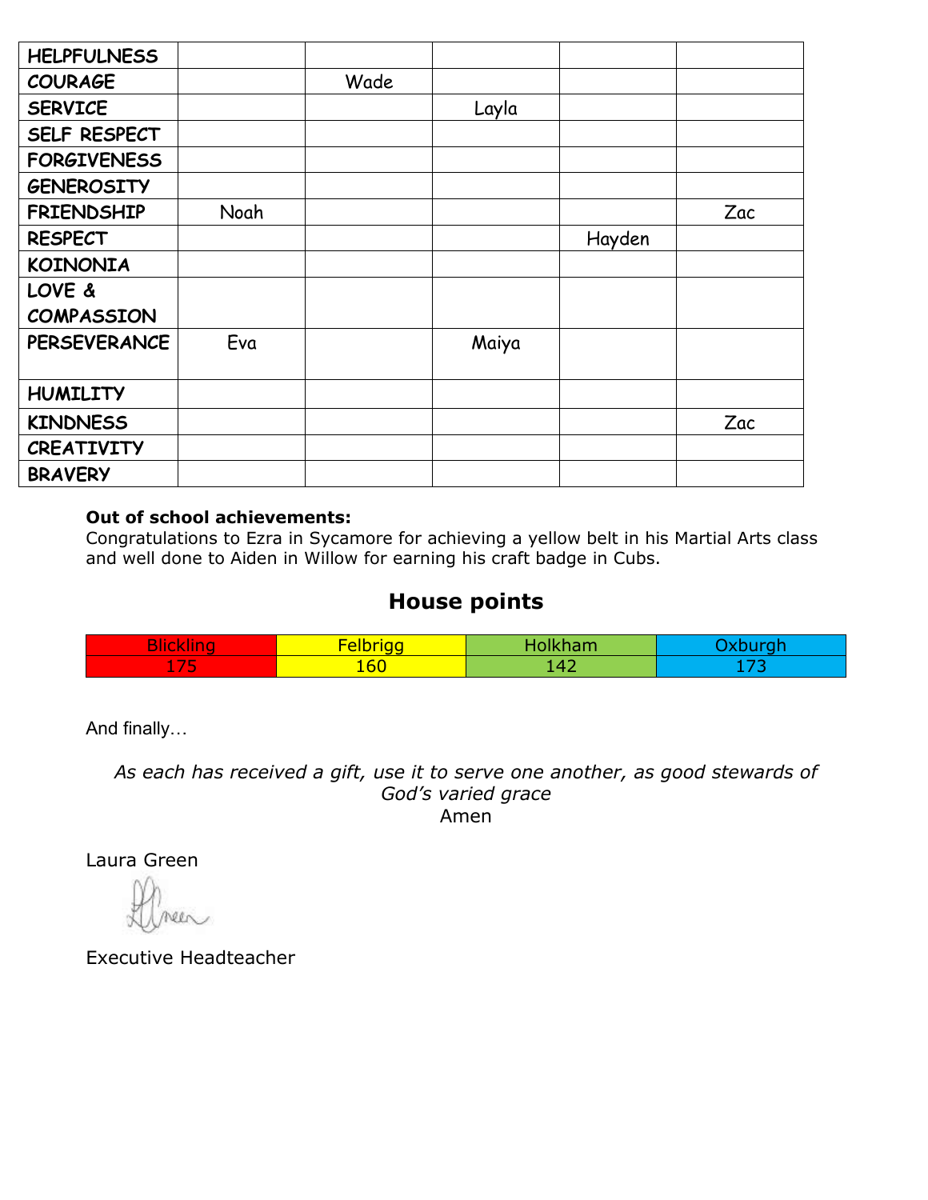| HELPFULNESS | | | | | |
|---|---|---|---|---|---|
| COURAGE | | Wade | | | |
| SERVICE | | | Layla | | |
| SELF RESPECT | | | | | |
| FORGIVENESS | | | | | |
| GENEROSITY | | | | | |
| FRIENDSHIP | Noah | | | | Zac |
| RESPECT | | | | Hayden | |
| KOINONIA | | | | | |
| LOVE & COMPASSION | | | | | |
| PERSEVERANCE | Eva | | Maiya | | |
| HUMILITY | | | | | |
| KINDNESS | | | | | Zac |
| CREATIVITY | | | | | |
| BRAVERY | | | | | |

**Out of school achievements:**
Congratulations to Ezra in Sycamore for achieving a yellow belt in his Martial Arts class and well done to Aiden in Willow for earning his craft badge in Cubs.

## House points

| Blickling | Felbrigg | Holkham | Oxburgh |
|---|---|---|---|
| 175 | 160 | 142 | 173 |

And finally…

*As each has received a gift, use it to serve one another, as good stewards of God's varied grace*
Amen

Laura Green

Executive Headteacher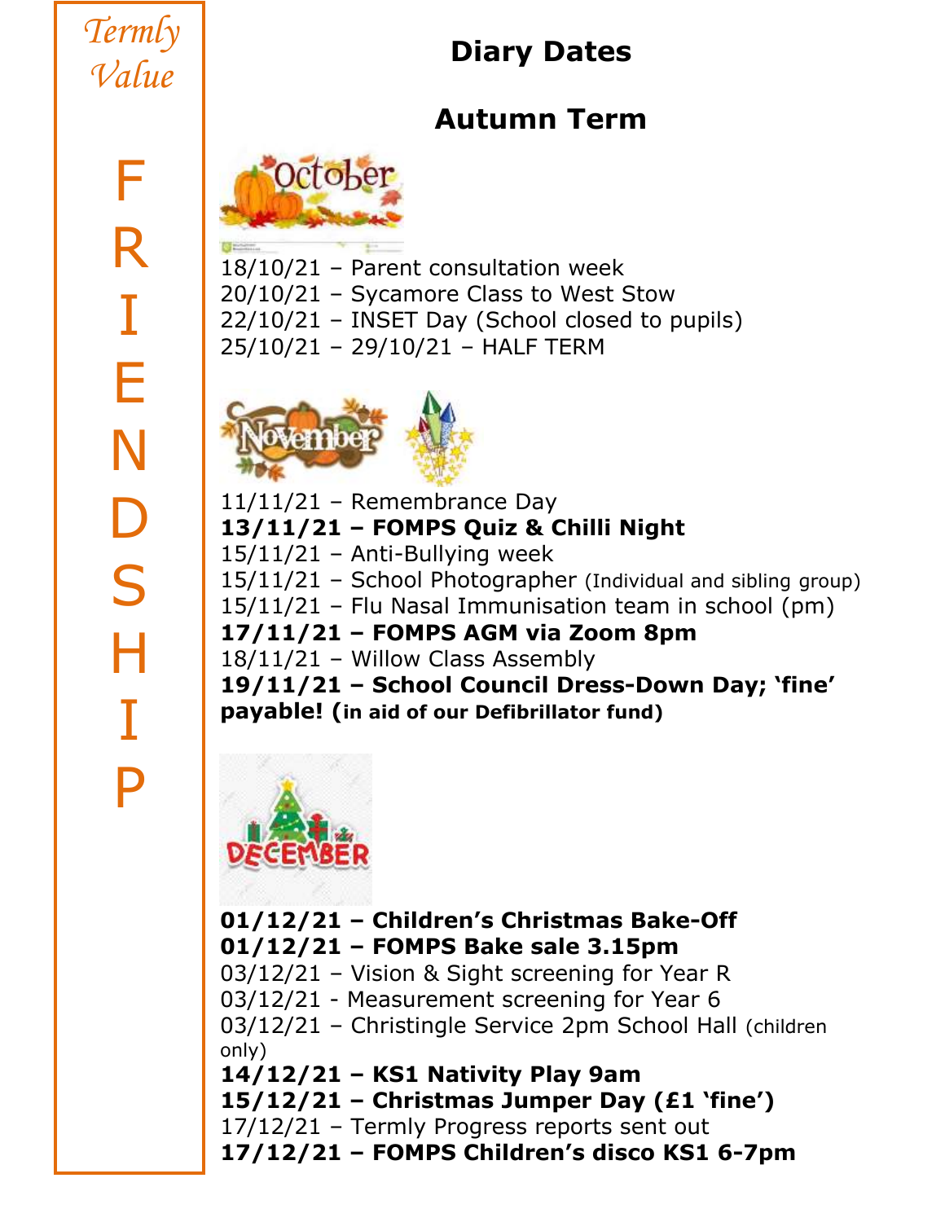*Termly Value*

FRIENDSHIP

# Diary Dates

## Autumn Term

18/10/21 – Parent consultation week
20/10/21 – Sycamore Class to West Stow
22/10/21 – INSET Day (School closed to pupils)
25/10/21 – 29/10/21 – HALF TERM

11/11/21 – Remembrance Day
**13/11/21 – FOMPS Quiz & Chilli Night**
15/11/21 – Anti-Bullying week
15/11/21 – School Photographer (Individual and sibling group)
15/11/21 – Flu Nasal Immunisation team in school (pm)
**17/11/21 – FOMPS AGM via Zoom 8pm**
18/11/21 – Willow Class Assembly
**19/11/21 – School Council Dress-Down Day; 'fine' payable! (in aid of our Defibrillator fund)**

**01/12/21 – Children's Christmas Bake-Off**
**01/12/21 – FOMPS Bake sale 3.15pm**
03/12/21 – Vision & Sight screening for Year R
03/12/21 - Measurement screening for Year 6
03/12/21 – Christingle Service 2pm School Hall (children only)
**14/12/21 – KS1 Nativity Play 9am**
**15/12/21 – Christmas Jumper Day (£1 'fine')**
17/12/21 – Termly Progress reports sent out
**17/12/21 – FOMPS Children's disco KS1 6-7pm**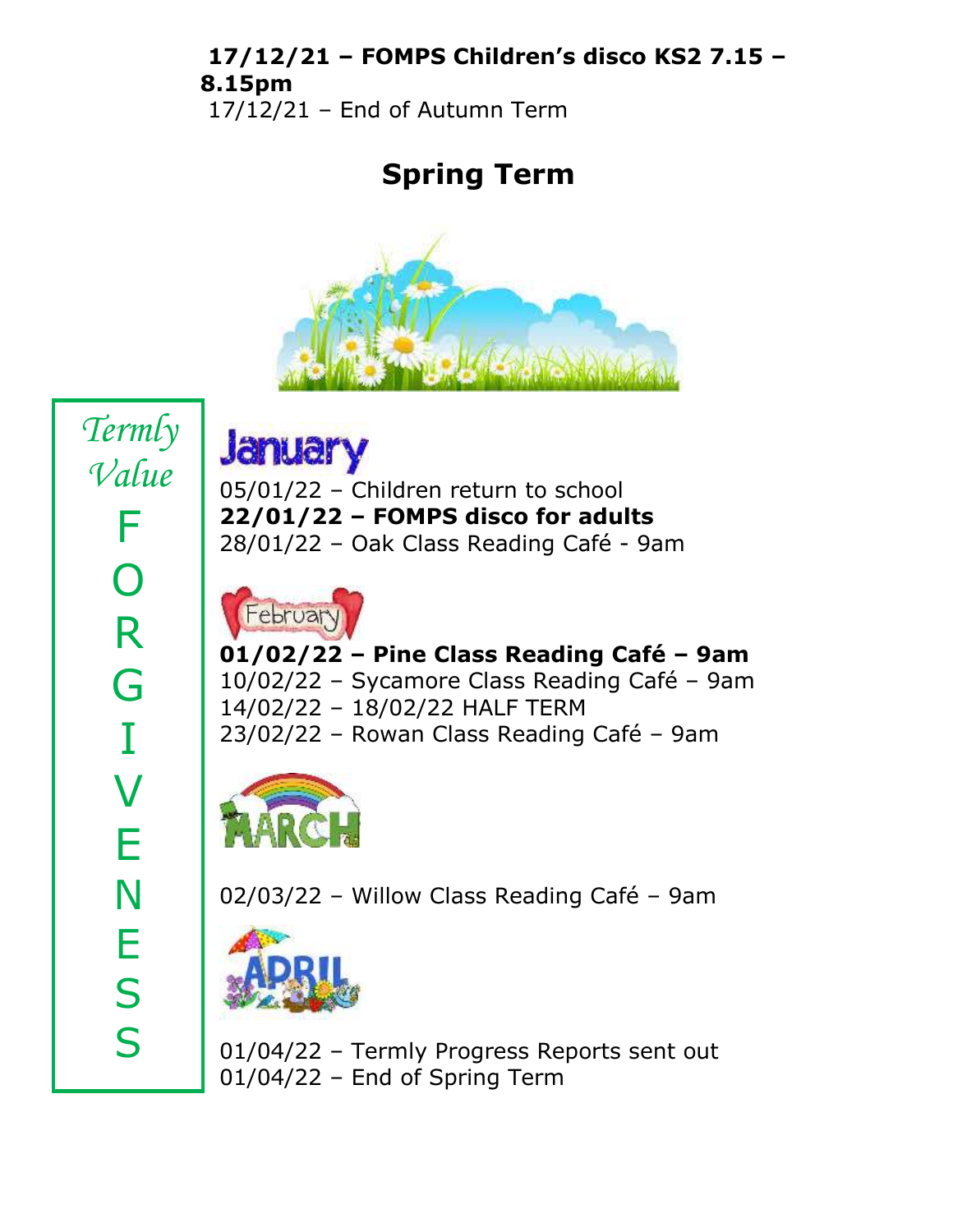**17/12/21 – FOMPS Children's disco KS2 7.15 – 8.15pm**

17/12/21 – End of Autumn Term

## Spring Term

*Termly Value*

FORGIVENESS

January

05/01/22 – Children return to school

**22/01/22 – FOMPS disco for adults**

28/01/22 – Oak Class Reading Café - 9am

February

**01/02/22 – Pine Class Reading Café – 9am**

10/02/22 – Sycamore Class Reading Café – 9am

14/02/22 – 18/02/22 HALF TERM

23/02/22 – Rowan Class Reading Café – 9am

MARCH

02/03/22 – Willow Class Reading Café – 9am

APRIL

01/04/22 – Termly Progress Reports sent out

01/04/22 – End of Spring Term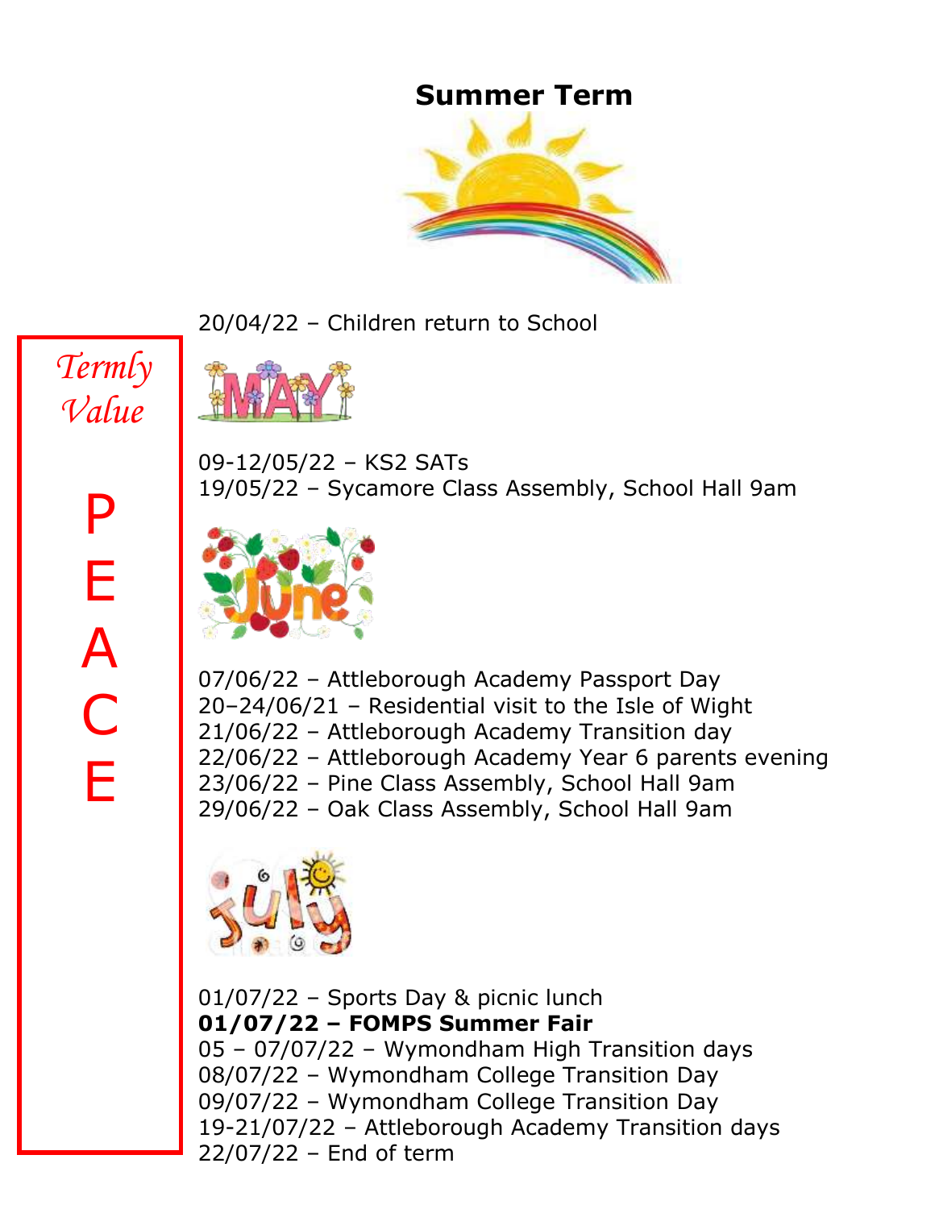# Summer Term

*Termly Value*

P
E
A
C
E

20/04/22 – Children return to School

MAY

09-12/05/22 – KS2 SATs
19/05/22 – Sycamore Class Assembly, School Hall 9am

June

07/06/22 – Attleborough Academy Passport Day
20–24/06/21 – Residential visit to the Isle of Wight
21/06/22 – Attleborough Academy Transition day
22/06/22 – Attleborough Academy Year 6 parents evening
23/06/22 – Pine Class Assembly, School Hall 9am
29/06/22 – Oak Class Assembly, School Hall 9am

July

01/07/22 – Sports Day & picnic lunch
**01/07/22 – FOMPS Summer Fair**
05 – 07/07/22 – Wymondham High Transition days
08/07/22 – Wymondham College Transition Day
09/07/22 – Wymondham College Transition Day
19-21/07/22 – Attleborough Academy Transition days
22/07/22 – End of term